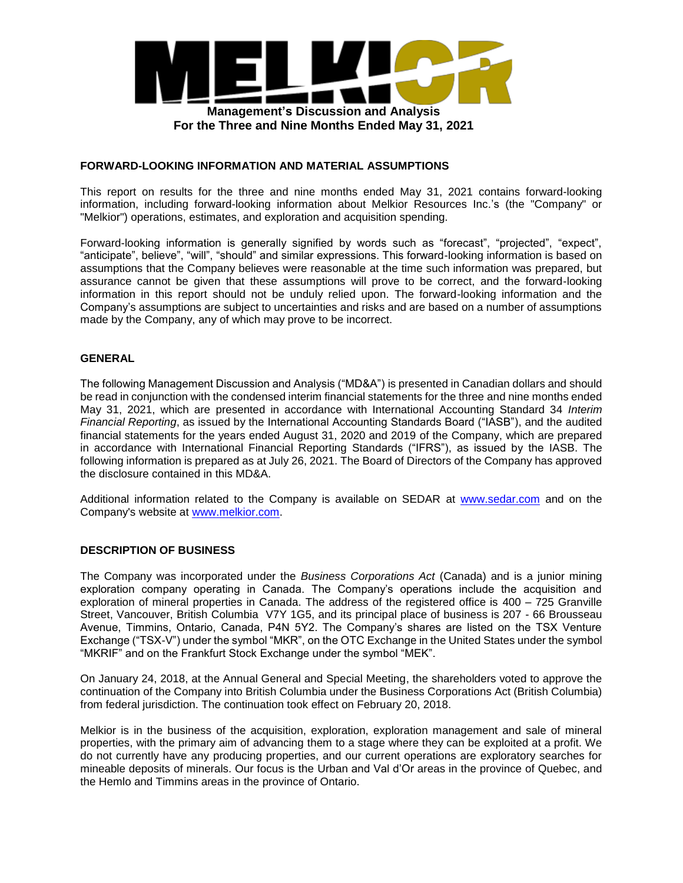# MELKIOR

## Management's Discussion and Analysis
## For the Three and Nine Months Ended May 31, 2021

### FORWARD-LOOKING INFORMATION AND MATERIAL ASSUMPTIONS

This report on results for the three and nine months ended May 31, 2021 contains forward-looking information, including forward-looking information about Melkior Resources Inc.'s (the "Company" or "Melkior") operations, estimates, and exploration and acquisition spending.

Forward-looking information is generally signified by words such as "forecast", "projected", "expect", "anticipate", believe", "will", "should" and similar expressions. This forward-looking information is based on assumptions that the Company believes were reasonable at the time such information was prepared, but assurance cannot be given that these assumptions will prove to be correct, and the forward-looking information in this report should not be unduly relied upon. The forward-looking information and the Company's assumptions are subject to uncertainties and risks and are based on a number of assumptions made by the Company, any of which may prove to be incorrect.

### GENERAL

The following Management Discussion and Analysis ("MD&A") is presented in Canadian dollars and should be read in conjunction with the condensed interim financial statements for the three and nine months ended May 31, 2021, which are presented in accordance with International Accounting Standard 34 *Interim Financial Reporting*, as issued by the International Accounting Standards Board ("IASB"), and the audited financial statements for the years ended August 31, 2020 and 2019 of the Company, which are prepared in accordance with International Financial Reporting Standards ("IFRS"), as issued by the IASB. The following information is prepared as at July 26, 2021. The Board of Directors of the Company has approved the disclosure contained in this MD&A.

Additional information related to the Company is available on SEDAR at www.sedar.com and on the Company's website at www.melkior.com.

### DESCRIPTION OF BUSINESS

The Company was incorporated under the *Business Corporations Act* (Canada) and is a junior mining exploration company operating in Canada. The Company's operations include the acquisition and exploration of mineral properties in Canada. The address of the registered office is 400 – 725 Granville Street, Vancouver, British Columbia V7Y 1G5, and its principal place of business is 207 - 66 Brousseau Avenue, Timmins, Ontario, Canada, P4N 5Y2. The Company's shares are listed on the TSX Venture Exchange ("TSX-V") under the symbol "MKR", on the OTC Exchange in the United States under the symbol "MKRIF" and on the Frankfurt Stock Exchange under the symbol "MEK".

On January 24, 2018, at the Annual General and Special Meeting, the shareholders voted to approve the continuation of the Company into British Columbia under the Business Corporations Act (British Columbia) from federal jurisdiction. The continuation took effect on February 20, 2018.

Melkior is in the business of the acquisition, exploration, exploration management and sale of mineral properties, with the primary aim of advancing them to a stage where they can be exploited at a profit. We do not currently have any producing properties, and our current operations are exploratory searches for mineable deposits of minerals. Our focus is the Urban and Val d'Or areas in the province of Quebec, and the Hemlo and Timmins areas in the province of Ontario.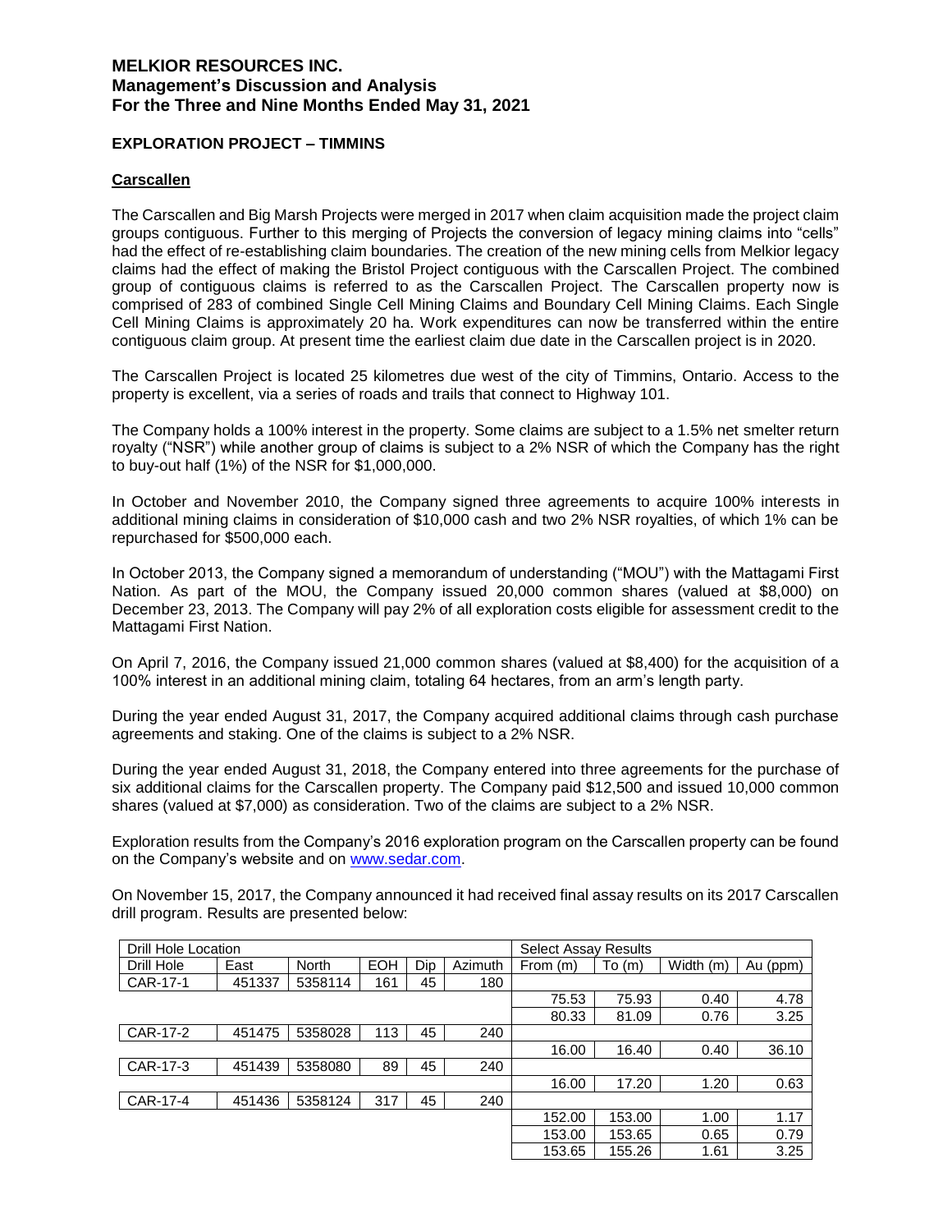## EXPLORATION PROJECT – TIMMINS

### Carscallen

The Carscallen and Big Marsh Projects were merged in 2017 when claim acquisition made the project claim groups contiguous. Further to this merging of Projects the conversion of legacy mining claims into "cells" had the effect of re-establishing claim boundaries. The creation of the new mining cells from Melkior legacy claims had the effect of making the Bristol Project contiguous with the Carscallen Project. The combined group of contiguous claims is referred to as the Carscallen Project. The Carscallen property now is comprised of 283 of combined Single Cell Mining Claims and Boundary Cell Mining Claims. Each Single Cell Mining Claims is approximately 20 ha. Work expenditures can now be transferred within the entire contiguous claim group. At present time the earliest claim due date in the Carscallen project is in 2020.

The Carscallen Project is located 25 kilometres due west of the city of Timmins, Ontario. Access to the property is excellent, via a series of roads and trails that connect to Highway 101.

The Company holds a 100% interest in the property. Some claims are subject to a 1.5% net smelter return royalty ("NSR") while another group of claims is subject to a 2% NSR of which the Company has the right to buy-out half (1%) of the NSR for $1,000,000.

In October and November 2010, the Company signed three agreements to acquire 100% interests in additional mining claims in consideration of $10,000 cash and two 2% NSR royalties, of which 1% can be repurchased for $500,000 each.

In October 2013, the Company signed a memorandum of understanding ("MOU") with the Mattagami First Nation. As part of the MOU, the Company issued 20,000 common shares (valued at $8,000) on December 23, 2013. The Company will pay 2% of all exploration costs eligible for assessment credit to the Mattagami First Nation.

On April 7, 2016, the Company issued 21,000 common shares (valued at $8,400) for the acquisition of a 100% interest in an additional mining claim, totaling 64 hectares, from an arm's length party.

During the year ended August 31, 2017, the Company acquired additional claims through cash purchase agreements and staking. One of the claims is subject to a 2% NSR.

During the year ended August 31, 2018, the Company entered into three agreements for the purchase of six additional claims for the Carscallen property. The Company paid $12,500 and issued 10,000 common shares (valued at $7,000) as consideration. Two of the claims are subject to a 2% NSR.

Exploration results from the Company's 2016 exploration program on the Carscallen property can be found on the Company's website and on www.sedar.com.

On November 15, 2017, the Company announced it had received final assay results on its 2017 Carscallen drill program. Results are presented below:

| Drill Hole Location | | | | | | Select Assay Results | | | |
|---|---|---|---|---|---|---|---|---|---|
| Drill Hole | East | North | EOH | Dip | Azimuth | From (m) | To (m) | Width (m) | Au (ppm) |
| CAR-17-1 | 451337 | 5358114 | 161 | 45 | 180 | | | | |
| | | | | | | 75.53 | 75.93 | 0.40 | 4.78 |
| | | | | | | 80.33 | 81.09 | 0.76 | 3.25 |
| CAR-17-2 | 451475 | 5358028 | 113 | 45 | 240 | | | | |
| | | | | | | 16.00 | 16.40 | 0.40 | 36.10 |
| CAR-17-3 | 451439 | 5358080 | 89 | 45 | 240 | | | | |
| | | | | | | 16.00 | 17.20 | 1.20 | 0.63 |
| CAR-17-4 | 451436 | 5358124 | 317 | 45 | 240 | | | | |
| | | | | | | 152.00 | 153.00 | 1.00 | 1.17 |
| | | | | | | 153.00 | 153.65 | 0.65 | 0.79 |
| | | | | | | 153.65 | 155.26 | 1.61 | 3.25 |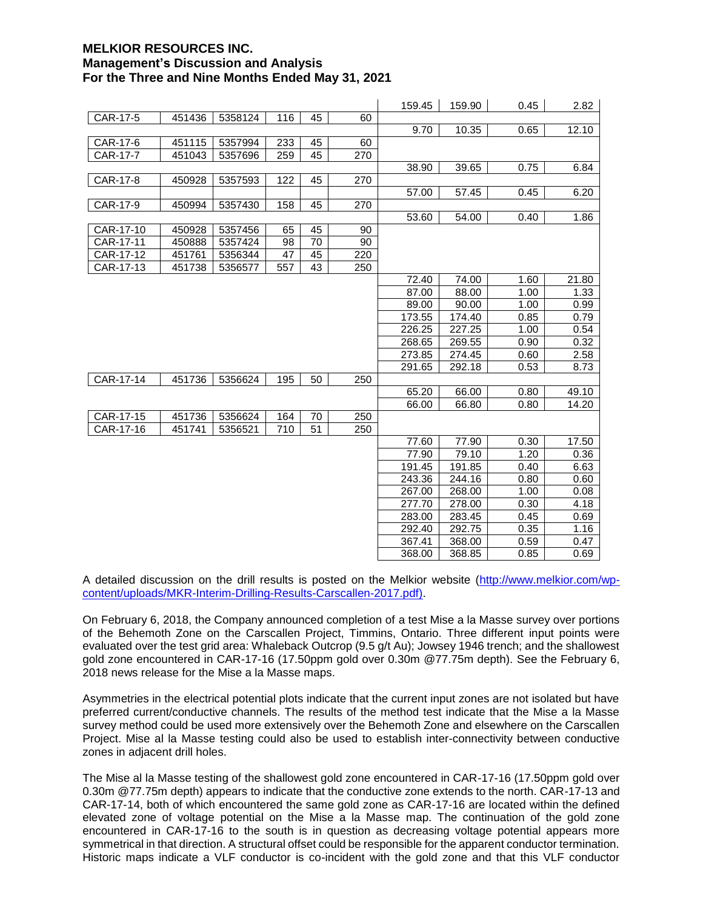| | | | | | | 159.45 | 159.90 | 0.45 | 2.82 |
|---|---|---|---|---|---|---|---|---|---|
| CAR-17-5 | 451436 | 5358124 | 116 | 45 | 60 | | | | |
| | | | | | | 9.70 | 10.35 | 0.65 | 12.10 |
| CAR-17-6 | 451115 | 5357994 | 233 | 45 | 60 | | | | |
| CAR-17-7 | 451043 | 5357696 | 259 | 45 | 270 | | | | |
| | | | | | | 38.90 | 39.65 | 0.75 | 6.84 |
| CAR-17-8 | 450928 | 5357593 | 122 | 45 | 270 | | | | |
| | | | | | | 57.00 | 57.45 | 0.45 | 6.20 |
| CAR-17-9 | 450994 | 5357430 | 158 | 45 | 270 | | | | |
| | | | | | | 53.60 | 54.00 | 0.40 | 1.86 |
| CAR-17-10 | 450928 | 5357456 | 65 | 45 | 90 | | | | |
| CAR-17-11 | 450888 | 5357424 | 98 | 70 | 90 | | | | |
| CAR-17-12 | 451761 | 5356344 | 47 | 45 | 220 | | | | |
| CAR-17-13 | 451738 | 5356577 | 557 | 43 | 250 | | | | |
| | | | | | | 72.40 | 74.00 | 1.60 | 21.80 |
| | | | | | | 87.00 | 88.00 | 1.00 | 1.33 |
| | | | | | | 89.00 | 90.00 | 1.00 | 0.99 |
| | | | | | | 173.55 | 174.40 | 0.85 | 0.79 |
| | | | | | | 226.25 | 227.25 | 1.00 | 0.54 |
| | | | | | | 268.65 | 269.55 | 0.90 | 0.32 |
| | | | | | | 273.85 | 274.45 | 0.60 | 2.58 |
| | | | | | | 291.65 | 292.18 | 0.53 | 8.73 |
| CAR-17-14 | 451736 | 5356624 | 195 | 50 | 250 | | | | |
| | | | | | | 65.20 | 66.00 | 0.80 | 49.10 |
| | | | | | | 66.00 | 66.80 | 0.80 | 14.20 |
| CAR-17-15 | 451736 | 5356624 | 164 | 70 | 250 | | | | |
| CAR-17-16 | 451741 | 5356521 | 710 | 51 | 250 | | | | |
| | | | | | | 77.60 | 77.90 | 0.30 | 17.50 |
| | | | | | | 77.90 | 79.10 | 1.20 | 0.36 |
| | | | | | | 191.45 | 191.85 | 0.40 | 6.63 |
| | | | | | | 243.36 | 244.16 | 0.80 | 0.60 |
| | | | | | | 267.00 | 268.00 | 1.00 | 0.08 |
| | | | | | | 277.70 | 278.00 | 0.30 | 4.18 |
| | | | | | | 283.00 | 283.45 | 0.45 | 0.69 |
| | | | | | | 292.40 | 292.75 | 0.35 | 1.16 |
| | | | | | | 367.41 | 368.00 | 0.59 | 0.47 |
| | | | | | | 368.00 | 368.85 | 0.85 | 0.69 |

A detailed discussion on the drill results is posted on the Melkior website (http://www.melkior.com/wp-content/uploads/MKR-Interim-Drilling-Results-Carscallen-2017.pdf).

On February 6, 2018, the Company announced completion of a test Mise a la Masse survey over portions of the Behemoth Zone on the Carscallen Project, Timmins, Ontario. Three different input points were evaluated over the test grid area: Whaleback Outcrop (9.5 g/t Au); Jowsey 1946 trench; and the shallowest gold zone encountered in CAR-17-16 (17.50ppm gold over 0.30m @77.75m depth). See the February 6, 2018 news release for the Mise a la Masse maps.

Asymmetries in the electrical potential plots indicate that the current input zones are not isolated but have preferred current/conductive channels. The results of the method test indicate that the Mise a la Masse survey method could be used more extensively over the Behemoth Zone and elsewhere on the Carscallen Project. Mise al la Masse testing could also be used to establish inter-connectivity between conductive zones in adjacent drill holes.

The Mise al la Masse testing of the shallowest gold zone encountered in CAR-17-16 (17.50ppm gold over 0.30m @77.75m depth) appears to indicate that the conductive zone extends to the north. CAR-17-13 and CAR-17-14, both of which encountered the same gold zone as CAR-17-16 are located within the defined elevated zone of voltage potential on the Mise a la Masse map. The continuation of the gold zone encountered in CAR-17-16 to the south is in question as decreasing voltage potential appears more symmetrical in that direction. A structural offset could be responsible for the apparent conductor termination. Historic maps indicate a VLF conductor is co-incident with the gold zone and that this VLF conductor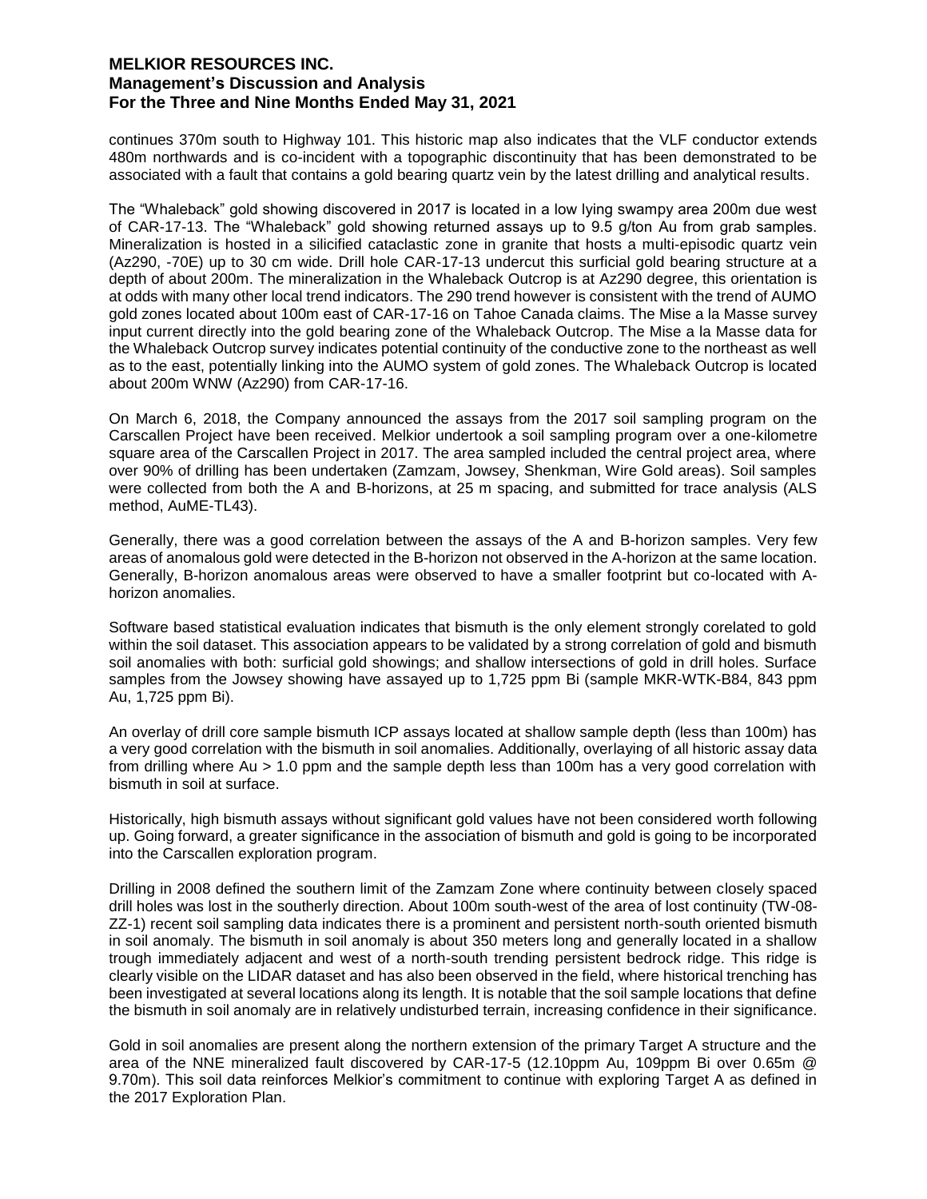continues 370m south to Highway 101. This historic map also indicates that the VLF conductor extends 480m northwards and is co-incident with a topographic discontinuity that has been demonstrated to be associated with a fault that contains a gold bearing quartz vein by the latest drilling and analytical results.

The "Whaleback" gold showing discovered in 2017 is located in a low lying swampy area 200m due west of CAR-17-13. The "Whaleback" gold showing returned assays up to 9.5 g/ton Au from grab samples. Mineralization is hosted in a silicified cataclastic zone in granite that hosts a multi-episodic quartz vein (Az290, -70E) up to 30 cm wide. Drill hole CAR-17-13 undercut this surficial gold bearing structure at a depth of about 200m. The mineralization in the Whaleback Outcrop is at Az290 degree, this orientation is at odds with many other local trend indicators. The 290 trend however is consistent with the trend of AUMO gold zones located about 100m east of CAR-17-16 on Tahoe Canada claims. The Mise a la Masse survey input current directly into the gold bearing zone of the Whaleback Outcrop. The Mise a la Masse data for the Whaleback Outcrop survey indicates potential continuity of the conductive zone to the northeast as well as to the east, potentially linking into the AUMO system of gold zones. The Whaleback Outcrop is located about 200m WNW (Az290) from CAR-17-16.

On March 6, 2018, the Company announced the assays from the 2017 soil sampling program on the Carscallen Project have been received. Melkior undertook a soil sampling program over a one-kilometre square area of the Carscallen Project in 2017. The area sampled included the central project area, where over 90% of drilling has been undertaken (Zamzam, Jowsey, Shenkman, Wire Gold areas). Soil samples were collected from both the A and B-horizons, at 25 m spacing, and submitted for trace analysis (ALS method, AuME-TL43).

Generally, there was a good correlation between the assays of the A and B-horizon samples. Very few areas of anomalous gold were detected in the B-horizon not observed in the A-horizon at the same location. Generally, B-horizon anomalous areas were observed to have a smaller footprint but co-located with A-horizon anomalies.

Software based statistical evaluation indicates that bismuth is the only element strongly corelated to gold within the soil dataset. This association appears to be validated by a strong correlation of gold and bismuth soil anomalies with both: surficial gold showings; and shallow intersections of gold in drill holes. Surface samples from the Jowsey showing have assayed up to 1,725 ppm Bi (sample MKR-WTK-B84, 843 ppm Au, 1,725 ppm Bi).

An overlay of drill core sample bismuth ICP assays located at shallow sample depth (less than 100m) has a very good correlation with the bismuth in soil anomalies. Additionally, overlaying of all historic assay data from drilling where Au > 1.0 ppm and the sample depth less than 100m has a very good correlation with bismuth in soil at surface.

Historically, high bismuth assays without significant gold values have not been considered worth following up. Going forward, a greater significance in the association of bismuth and gold is going to be incorporated into the Carscallen exploration program.

Drilling in 2008 defined the southern limit of the Zamzam Zone where continuity between closely spaced drill holes was lost in the southerly direction. About 100m south-west of the area of lost continuity (TW-08-ZZ-1) recent soil sampling data indicates there is a prominent and persistent north-south oriented bismuth in soil anomaly. The bismuth in soil anomaly is about 350 meters long and generally located in a shallow trough immediately adjacent and west of a north-south trending persistent bedrock ridge. This ridge is clearly visible on the LIDAR dataset and has also been observed in the field, where historical trenching has been investigated at several locations along its length. It is notable that the soil sample locations that define the bismuth in soil anomaly are in relatively undisturbed terrain, increasing confidence in their significance.

Gold in soil anomalies are present along the northern extension of the primary Target A structure and the area of the NNE mineralized fault discovered by CAR-17-5 (12.10ppm Au, 109ppm Bi over 0.65m @ 9.70m). This soil data reinforces Melkior's commitment to continue with exploring Target A as defined in the 2017 Exploration Plan.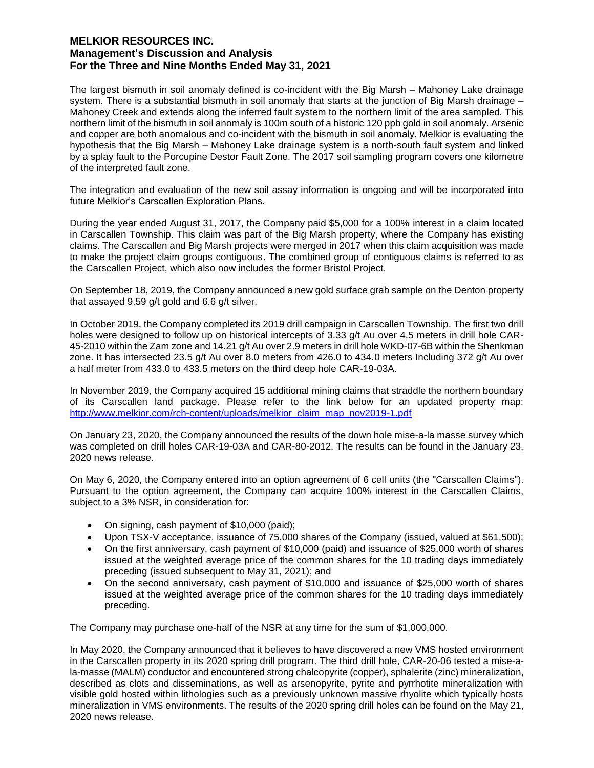The largest bismuth in soil anomaly defined is co-incident with the Big Marsh – Mahoney Lake drainage system. There is a substantial bismuth in soil anomaly that starts at the junction of Big Marsh drainage – Mahoney Creek and extends along the inferred fault system to the northern limit of the area sampled. This northern limit of the bismuth in soil anomaly is 100m south of a historic 120 ppb gold in soil anomaly. Arsenic and copper are both anomalous and co-incident with the bismuth in soil anomaly. Melkior is evaluating the hypothesis that the Big Marsh – Mahoney Lake drainage system is a north-south fault system and linked by a splay fault to the Porcupine Destor Fault Zone. The 2017 soil sampling program covers one kilometre of the interpreted fault zone.

The integration and evaluation of the new soil assay information is ongoing and will be incorporated into future Melkior's Carscallen Exploration Plans.

During the year ended August 31, 2017, the Company paid $5,000 for a 100% interest in a claim located in Carscallen Township. This claim was part of the Big Marsh property, where the Company has existing claims. The Carscallen and Big Marsh projects were merged in 2017 when this claim acquisition was made to make the project claim groups contiguous. The combined group of contiguous claims is referred to as the Carscallen Project, which also now includes the former Bristol Project.

On September 18, 2019, the Company announced a new gold surface grab sample on the Denton property that assayed 9.59 g/t gold and 6.6 g/t silver.

In October 2019, the Company completed its 2019 drill campaign in Carscallen Township. The first two drill holes were designed to follow up on historical intercepts of 3.33 g/t Au over 4.5 meters in drill hole CAR-45-2010 within the Zam zone and 14.21 g/t Au over 2.9 meters in drill hole WKD-07-6B within the Shenkman zone. It has intersected 23.5 g/t Au over 8.0 meters from 426.0 to 434.0 meters Including 372 g/t Au over a half meter from 433.0 to 433.5 meters on the third deep hole CAR-19-03A.

In November 2019, the Company acquired 15 additional mining claims that straddle the northern boundary of its Carscallen land package. Please refer to the link below for an updated property map: http://www.melkior.com/rch-content/uploads/melkior_claim_map_nov2019-1.pdf

On January 23, 2020, the Company announced the results of the down hole mise-a-la masse survey which was completed on drill holes CAR-19-03A and CAR-80-2012. The results can be found in the January 23, 2020 news release.

On May 6, 2020, the Company entered into an option agreement of 6 cell units (the "Carscallen Claims"). Pursuant to the option agreement, the Company can acquire 100% interest in the Carscallen Claims, subject to a 3% NSR, in consideration for:

- On signing, cash payment of $10,000 (paid);
- Upon TSX-V acceptance, issuance of 75,000 shares of the Company (issued, valued at $61,500);
- On the first anniversary, cash payment of $10,000 (paid) and issuance of $25,000 worth of shares issued at the weighted average price of the common shares for the 10 trading days immediately preceding (issued subsequent to May 31, 2021); and
- On the second anniversary, cash payment of $10,000 and issuance of $25,000 worth of shares issued at the weighted average price of the common shares for the 10 trading days immediately preceding.

The Company may purchase one-half of the NSR at any time for the sum of $1,000,000.

In May 2020, the Company announced that it believes to have discovered a new VMS hosted environment in the Carscallen property in its 2020 spring drill program. The third drill hole, CAR-20-06 tested a mise-a-la-masse (MALM) conductor and encountered strong chalcopyrite (copper), sphalerite (zinc) mineralization, described as clots and disseminations, as well as arsenopyrite, pyrite and pyrrhotite mineralization with visible gold hosted within lithologies such as a previously unknown massive rhyolite which typically hosts mineralization in VMS environments. The results of the 2020 spring drill holes can be found on the May 21, 2020 news release.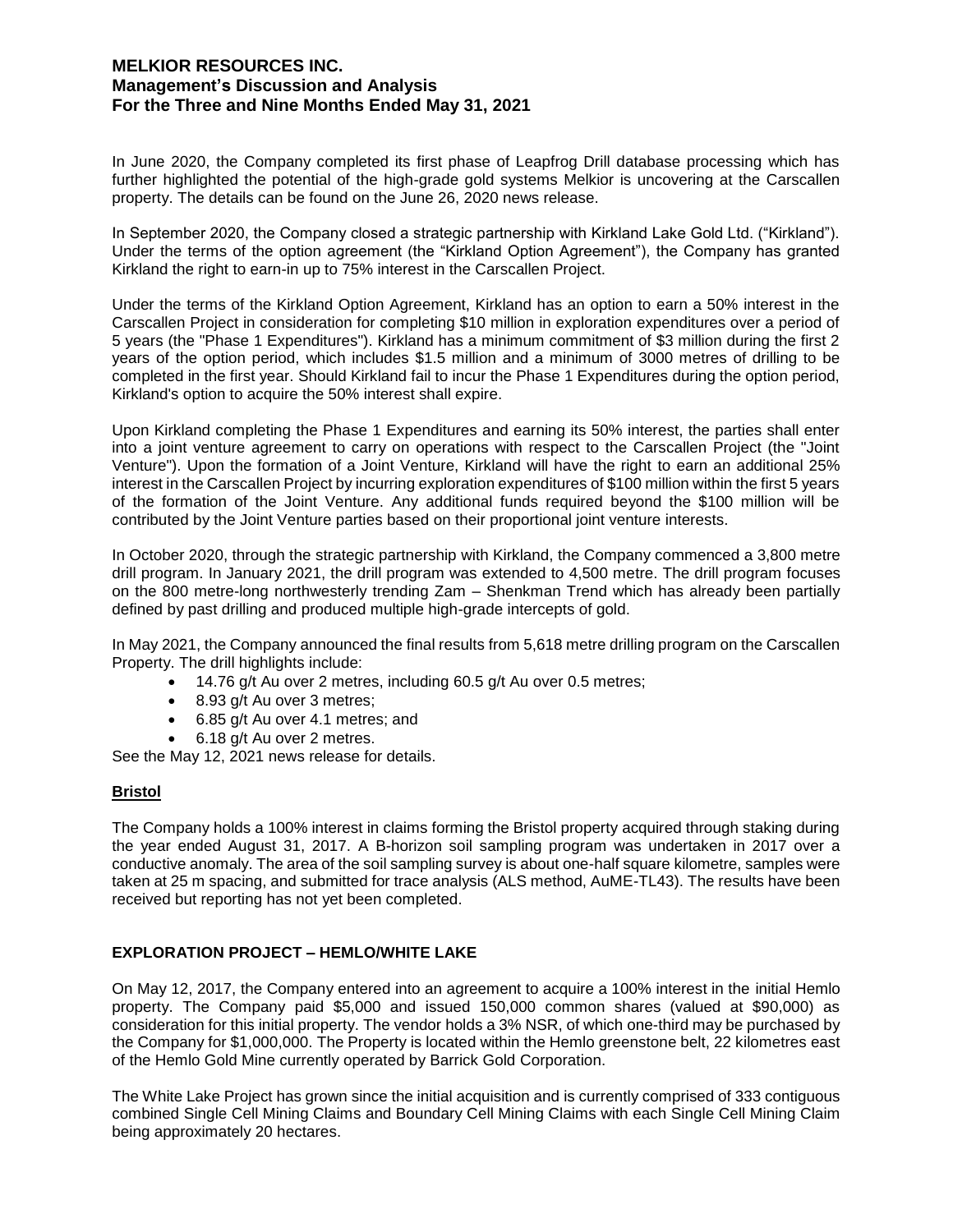In June 2020, the Company completed its first phase of Leapfrog Drill database processing which has further highlighted the potential of the high-grade gold systems Melkior is uncovering at the Carscallen property. The details can be found on the June 26, 2020 news release.

In September 2020, the Company closed a strategic partnership with Kirkland Lake Gold Ltd. ("Kirkland"). Under the terms of the option agreement (the "Kirkland Option Agreement"), the Company has granted Kirkland the right to earn-in up to 75% interest in the Carscallen Project.

Under the terms of the Kirkland Option Agreement, Kirkland has an option to earn a 50% interest in the Carscallen Project in consideration for completing $10 million in exploration expenditures over a period of 5 years (the "Phase 1 Expenditures"). Kirkland has a minimum commitment of $3 million during the first 2 years of the option period, which includes $1.5 million and a minimum of 3000 metres of drilling to be completed in the first year. Should Kirkland fail to incur the Phase 1 Expenditures during the option period, Kirkland's option to acquire the 50% interest shall expire.

Upon Kirkland completing the Phase 1 Expenditures and earning its 50% interest, the parties shall enter into a joint venture agreement to carry on operations with respect to the Carscallen Project (the "Joint Venture"). Upon the formation of a Joint Venture, Kirkland will have the right to earn an additional 25% interest in the Carscallen Project by incurring exploration expenditures of $100 million within the first 5 years of the formation of the Joint Venture. Any additional funds required beyond the $100 million will be contributed by the Joint Venture parties based on their proportional joint venture interests.

In October 2020, through the strategic partnership with Kirkland, the Company commenced a 3,800 metre drill program. In January 2021, the drill program was extended to 4,500 metre. The drill program focuses on the 800 metre-long northwesterly trending Zam – Shenkman Trend which has already been partially defined by past drilling and produced multiple high-grade intercepts of gold.

In May 2021, the Company announced the final results from 5,618 metre drilling program on the Carscallen Property. The drill highlights include:

- 14.76 g/t Au over 2 metres, including 60.5 g/t Au over 0.5 metres;
- 8.93 g/t Au over 3 metres;
- 6.85 g/t Au over 4.1 metres; and
- 6.18 g/t Au over 2 metres.

See the May 12, 2021 news release for details.

## Bristol

The Company holds a 100% interest in claims forming the Bristol property acquired through staking during the year ended August 31, 2017. A B-horizon soil sampling program was undertaken in 2017 over a conductive anomaly. The area of the soil sampling survey is about one-half square kilometre, samples were taken at 25 m spacing, and submitted for trace analysis (ALS method, AuME-TL43). The results have been received but reporting has not yet been completed.

## EXPLORATION PROJECT – HEMLO/WHITE LAKE

On May 12, 2017, the Company entered into an agreement to acquire a 100% interest in the initial Hemlo property. The Company paid $5,000 and issued 150,000 common shares (valued at $90,000) as consideration for this initial property. The vendor holds a 3% NSR, of which one-third may be purchased by the Company for $1,000,000. The Property is located within the Hemlo greenstone belt, 22 kilometres east of the Hemlo Gold Mine currently operated by Barrick Gold Corporation.

The White Lake Project has grown since the initial acquisition and is currently comprised of 333 contiguous combined Single Cell Mining Claims and Boundary Cell Mining Claims with each Single Cell Mining Claim being approximately 20 hectares.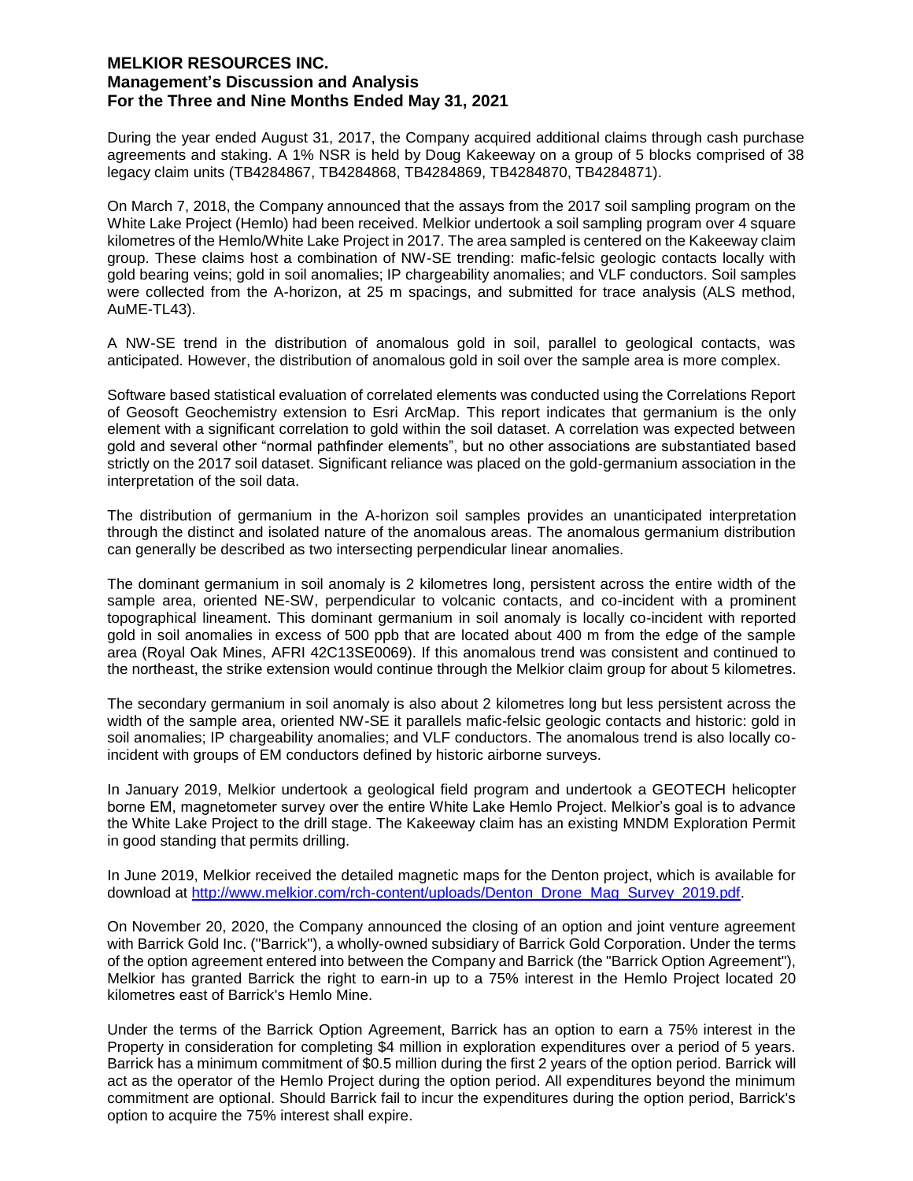During the year ended August 31, 2017, the Company acquired additional claims through cash purchase agreements and staking. A 1% NSR is held by Doug Kakeeway on a group of 5 blocks comprised of 38 legacy claim units (TB4284867, TB4284868, TB4284869, TB4284870, TB4284871).

On March 7, 2018, the Company announced that the assays from the 2017 soil sampling program on the White Lake Project (Hemlo) had been received. Melkior undertook a soil sampling program over 4 square kilometres of the Hemlo/White Lake Project in 2017. The area sampled is centered on the Kakeeway claim group. These claims host a combination of NW-SE trending: mafic-felsic geologic contacts locally with gold bearing veins; gold in soil anomalies; IP chargeability anomalies; and VLF conductors. Soil samples were collected from the A-horizon, at 25 m spacings, and submitted for trace analysis (ALS method, AuME-TL43).

A NW-SE trend in the distribution of anomalous gold in soil, parallel to geological contacts, was anticipated. However, the distribution of anomalous gold in soil over the sample area is more complex.

Software based statistical evaluation of correlated elements was conducted using the Correlations Report of Geosoft Geochemistry extension to Esri ArcMap. This report indicates that germanium is the only element with a significant correlation to gold within the soil dataset. A correlation was expected between gold and several other "normal pathfinder elements", but no other associations are substantiated based strictly on the 2017 soil dataset. Significant reliance was placed on the gold-germanium association in the interpretation of the soil data.

The distribution of germanium in the A-horizon soil samples provides an unanticipated interpretation through the distinct and isolated nature of the anomalous areas. The anomalous germanium distribution can generally be described as two intersecting perpendicular linear anomalies.

The dominant germanium in soil anomaly is 2 kilometres long, persistent across the entire width of the sample area, oriented NE-SW, perpendicular to volcanic contacts, and co-incident with a prominent topographical lineament. This dominant germanium in soil anomaly is locally co-incident with reported gold in soil anomalies in excess of 500 ppb that are located about 400 m from the edge of the sample area (Royal Oak Mines, AFRI 42C13SE0069). If this anomalous trend was consistent and continued to the northeast, the strike extension would continue through the Melkior claim group for about 5 kilometres.

The secondary germanium in soil anomaly is also about 2 kilometres long but less persistent across the width of the sample area, oriented NW-SE it parallels mafic-felsic geologic contacts and historic: gold in soil anomalies; IP chargeability anomalies; and VLF conductors. The anomalous trend is also locally co-incident with groups of EM conductors defined by historic airborne surveys.

In January 2019, Melkior undertook a geological field program and undertook a GEOTECH helicopter borne EM, magnetometer survey over the entire White Lake Hemlo Project. Melkior's goal is to advance the White Lake Project to the drill stage. The Kakeeway claim has an existing MNDM Exploration Permit in good standing that permits drilling.

In June 2019, Melkior received the detailed magnetic maps for the Denton project, which is available for download at http://www.melkior.com/rch-content/uploads/Denton_Drone_Mag_Survey_2019.pdf.

On November 20, 2020, the Company announced the closing of an option and joint venture agreement with Barrick Gold Inc. ("Barrick"), a wholly-owned subsidiary of Barrick Gold Corporation. Under the terms of the option agreement entered into between the Company and Barrick (the "Barrick Option Agreement"), Melkior has granted Barrick the right to earn-in up to a 75% interest in the Hemlo Project located 20 kilometres east of Barrick's Hemlo Mine.

Under the terms of the Barrick Option Agreement, Barrick has an option to earn a 75% interest in the Property in consideration for completing $4 million in exploration expenditures over a period of 5 years. Barrick has a minimum commitment of $0.5 million during the first 2 years of the option period. Barrick will act as the operator of the Hemlo Project during the option period. All expenditures beyond the minimum commitment are optional. Should Barrick fail to incur the expenditures during the option period, Barrick's option to acquire the 75% interest shall expire.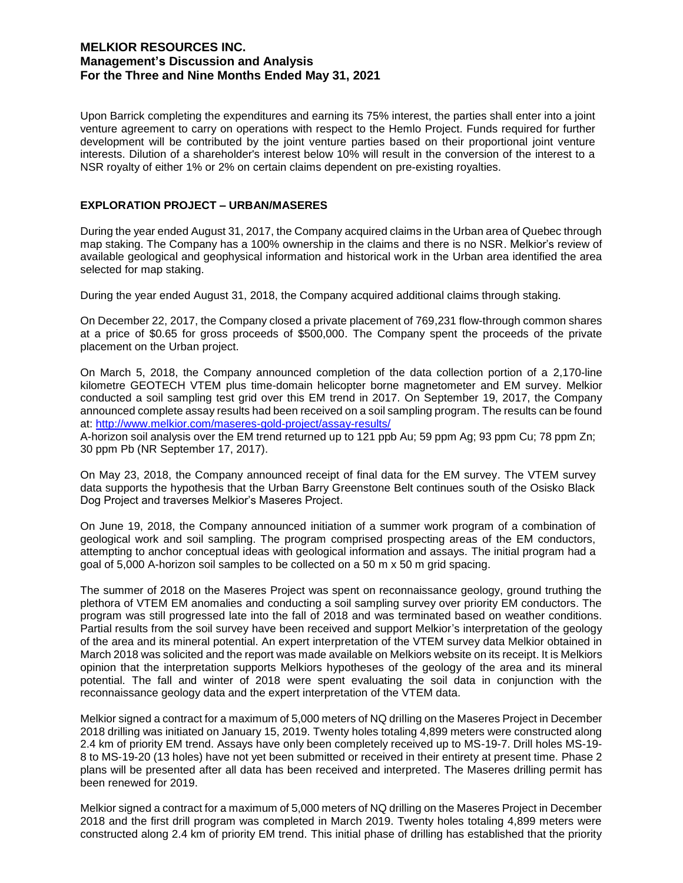Upon Barrick completing the expenditures and earning its 75% interest, the parties shall enter into a joint venture agreement to carry on operations with respect to the Hemlo Project. Funds required for further development will be contributed by the joint venture parties based on their proportional joint venture interests. Dilution of a shareholder's interest below 10% will result in the conversion of the interest to a NSR royalty of either 1% or 2% on certain claims dependent on pre-existing royalties.

## EXPLORATION PROJECT – URBAN/MASERES

During the year ended August 31, 2017, the Company acquired claims in the Urban area of Quebec through map staking. The Company has a 100% ownership in the claims and there is no NSR. Melkior's review of available geological and geophysical information and historical work in the Urban area identified the area selected for map staking.

During the year ended August 31, 2018, the Company acquired additional claims through staking.

On December 22, 2017, the Company closed a private placement of 769,231 flow-through common shares at a price of $0.65 for gross proceeds of $500,000. The Company spent the proceeds of the private placement on the Urban project.

On March 5, 2018, the Company announced completion of the data collection portion of a 2,170-line kilometre GEOTECH VTEM plus time-domain helicopter borne magnetometer and EM survey. Melkior conducted a soil sampling test grid over this EM trend in 2017. On September 19, 2017, the Company announced complete assay results had been received on a soil sampling program. The results can be found at: http://www.melkior.com/maseres-gold-project/assay-results/
A-horizon soil analysis over the EM trend returned up to 121 ppb Au; 59 ppm Ag; 93 ppm Cu; 78 ppm Zn; 30 ppm Pb (NR September 17, 2017).

On May 23, 2018, the Company announced receipt of final data for the EM survey. The VTEM survey data supports the hypothesis that the Urban Barry Greenstone Belt continues south of the Osisko Black Dog Project and traverses Melkior's Maseres Project.

On June 19, 2018, the Company announced initiation of a summer work program of a combination of geological work and soil sampling. The program comprised prospecting areas of the EM conductors, attempting to anchor conceptual ideas with geological information and assays. The initial program had a goal of 5,000 A-horizon soil samples to be collected on a 50 m x 50 m grid spacing.

The summer of 2018 on the Maseres Project was spent on reconnaissance geology, ground truthing the plethora of VTEM EM anomalies and conducting a soil sampling survey over priority EM conductors. The program was still progressed late into the fall of 2018 and was terminated based on weather conditions. Partial results from the soil survey have been received and support Melkior's interpretation of the geology of the area and its mineral potential. An expert interpretation of the VTEM survey data Melkior obtained in March 2018 was solicited and the report was made available on Melkiors website on its receipt. It is Melkiors opinion that the interpretation supports Melkiors hypotheses of the geology of the area and its mineral potential. The fall and winter of 2018 were spent evaluating the soil data in conjunction with the reconnaissance geology data and the expert interpretation of the VTEM data.

Melkior signed a contract for a maximum of 5,000 meters of NQ drilling on the Maseres Project in December 2018 drilling was initiated on January 15, 2019. Twenty holes totaling 4,899 meters were constructed along 2.4 km of priority EM trend. Assays have only been completely received up to MS-19-7. Drill holes MS-19-8 to MS-19-20 (13 holes) have not yet been submitted or received in their entirety at present time. Phase 2 plans will be presented after all data has been received and interpreted. The Maseres drilling permit has been renewed for 2019.

Melkior signed a contract for a maximum of 5,000 meters of NQ drilling on the Maseres Project in December 2018 and the first drill program was completed in March 2019. Twenty holes totaling 4,899 meters were constructed along 2.4 km of priority EM trend. This initial phase of drilling has established that the priority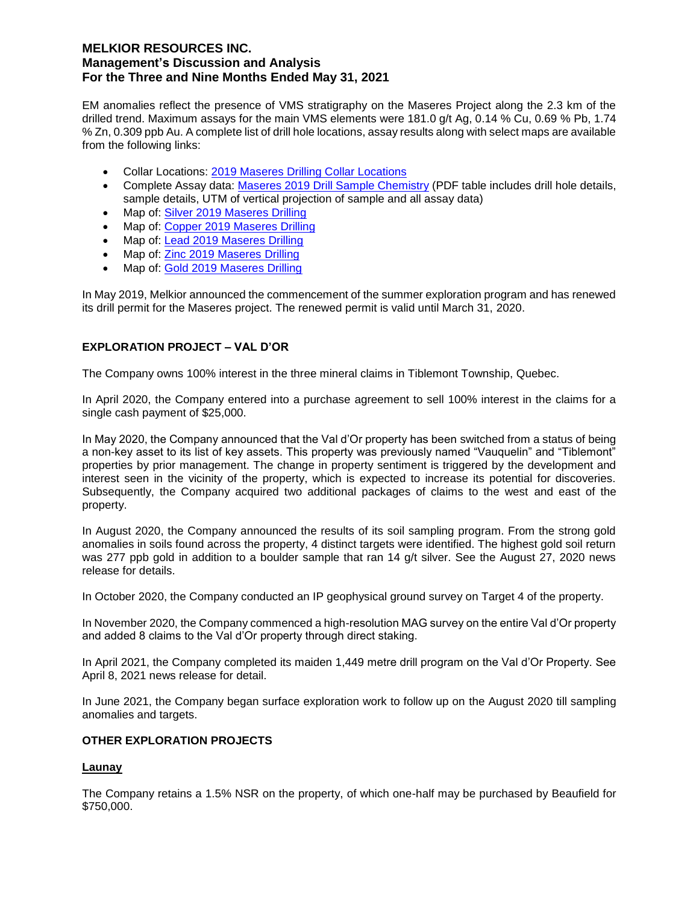EM anomalies reflect the presence of VMS stratigraphy on the Maseres Project along the 2.3 km of the drilled trend. Maximum assays for the main VMS elements were 181.0 g/t Ag, 0.14 % Cu, 0.69 % Pb, 1.74 % Zn, 0.309 ppb Au. A complete list of drill hole locations, assay results along with select maps are available from the following links:

- Collar Locations: 2019 Maseres Drilling Collar Locations
- Complete Assay data: Maseres 2019 Drill Sample Chemistry (PDF table includes drill hole details, sample details, UTM of vertical projection of sample and all assay data)
- Map of: Silver 2019 Maseres Drilling
- Map of: Copper 2019 Maseres Drilling
- Map of: Lead 2019 Maseres Drilling
- Map of: Zinc 2019 Maseres Drilling
- Map of: Gold 2019 Maseres Drilling

In May 2019, Melkior announced the commencement of the summer exploration program and has renewed its drill permit for the Maseres project. The renewed permit is valid until March 31, 2020.

## EXPLORATION PROJECT – VAL D'OR

The Company owns 100% interest in the three mineral claims in Tiblemont Township, Quebec.

In April 2020, the Company entered into a purchase agreement to sell 100% interest in the claims for a single cash payment of $25,000.

In May 2020, the Company announced that the Val d'Or property has been switched from a status of being a non-key asset to its list of key assets. This property was previously named "Vauquelin" and "Tiblemont" properties by prior management. The change in property sentiment is triggered by the development and interest seen in the vicinity of the property, which is expected to increase its potential for discoveries. Subsequently, the Company acquired two additional packages of claims to the west and east of the property.

In August 2020, the Company announced the results of its soil sampling program. From the strong gold anomalies in soils found across the property, 4 distinct targets were identified. The highest gold soil return was 277 ppb gold in addition to a boulder sample that ran 14 g/t silver. See the August 27, 2020 news release for details.

In October 2020, the Company conducted an IP geophysical ground survey on Target 4 of the property.

In November 2020, the Company commenced a high-resolution MAG survey on the entire Val d'Or property and added 8 claims to the Val d'Or property through direct staking.

In April 2021, the Company completed its maiden 1,449 metre drill program on the Val d'Or Property. See April 8, 2021 news release for detail.

In June 2021, the Company began surface exploration work to follow up on the August 2020 till sampling anomalies and targets.

## OTHER EXPLORATION PROJECTS

### Launay

The Company retains a 1.5% NSR on the property, of which one-half may be purchased by Beaufield for $750,000.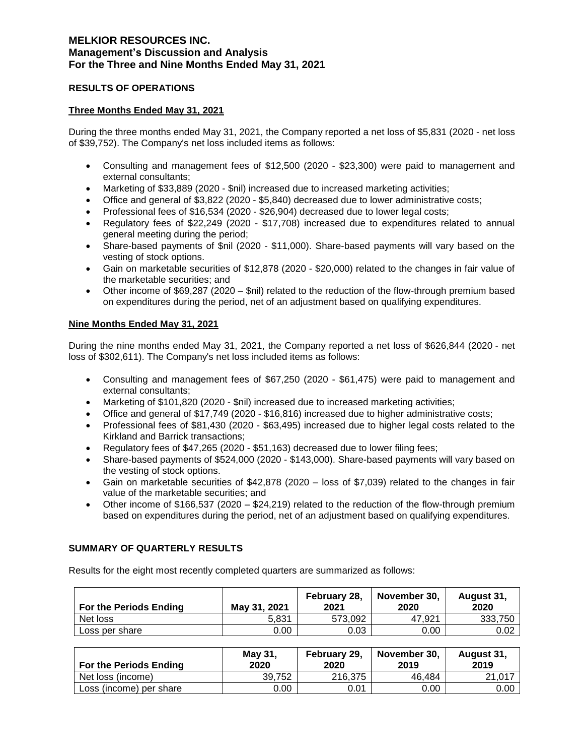# MELKIOR RESOURCES INC.
## Management's Discussion and Analysis
## For the Three and Nine Months Ended May 31, 2021

### RESULTS OF OPERATIONS

#### Three Months Ended May 31, 2021

During the three months ended May 31, 2021, the Company reported a net loss of $5,831 (2020 - net loss of $39,752). The Company's net loss included items as follows:

- Consulting and management fees of $12,500 (2020 - $23,300) were paid to management and external consultants;
- Marketing of $33,889 (2020 - $nil) increased due to increased marketing activities;
- Office and general of $3,822 (2020 - $5,840) decreased due to lower administrative costs;
- Professional fees of $16,534 (2020 - $26,904) decreased due to lower legal costs;
- Regulatory fees of $22,249 (2020 - $17,708) increased due to expenditures related to annual general meeting during the period;
- Share-based payments of $nil (2020 - $11,000). Share-based payments will vary based on the vesting of stock options.
- Gain on marketable securities of $12,878 (2020 - $20,000) related to the changes in fair value of the marketable securities; and
- Other income of $69,287 (2020 – $nil) related to the reduction of the flow-through premium based on expenditures during the period, net of an adjustment based on qualifying expenditures.

#### Nine Months Ended May 31, 2021

During the nine months ended May 31, 2021, the Company reported a net loss of $626,844 (2020 - net loss of $302,611). The Company's net loss included items as follows:

- Consulting and management fees of $67,250 (2020 - $61,475) were paid to management and external consultants;
- Marketing of $101,820 (2020 - $nil) increased due to increased marketing activities;
- Office and general of $17,749 (2020 - $16,816) increased due to higher administrative costs;
- Professional fees of $81,430 (2020 - $63,495) increased due to higher legal costs related to the Kirkland and Barrick transactions;
- Regulatory fees of $47,265 (2020 - $51,163) decreased due to lower filing fees;
- Share-based payments of $524,000 (2020 - $143,000). Share-based payments will vary based on the vesting of stock options.
- Gain on marketable securities of $42,878 (2020 – loss of $7,039) related to the changes in fair value of the marketable securities; and
- Other income of $166,537 (2020 – $24,219) related to the reduction of the flow-through premium based on expenditures during the period, net of an adjustment based on qualifying expenditures.

### SUMMARY OF QUARTERLY RESULTS

Results for the eight most recently completed quarters are summarized as follows:

| For the Periods Ending | May 31, 2021 | February 28, 2021 | November 30, 2020 | August 31, 2020 |
|---|---|---|---|---|
| Net loss | 5,831 | 573,092 | 47,921 | 333,750 |
| Loss per share | 0.00 | 0.03 | 0.00 | 0.02 |

| For the Periods Ending | May 31, 2020 | February 29, 2020 | November 30, 2019 | August 31, 2019 |
|---|---|---|---|---|
| Net loss (income) | 39,752 | 216,375 | 46,484 | 21,017 |
| Loss (income) per share | 0.00 | 0.01 | 0.00 | 0.00 |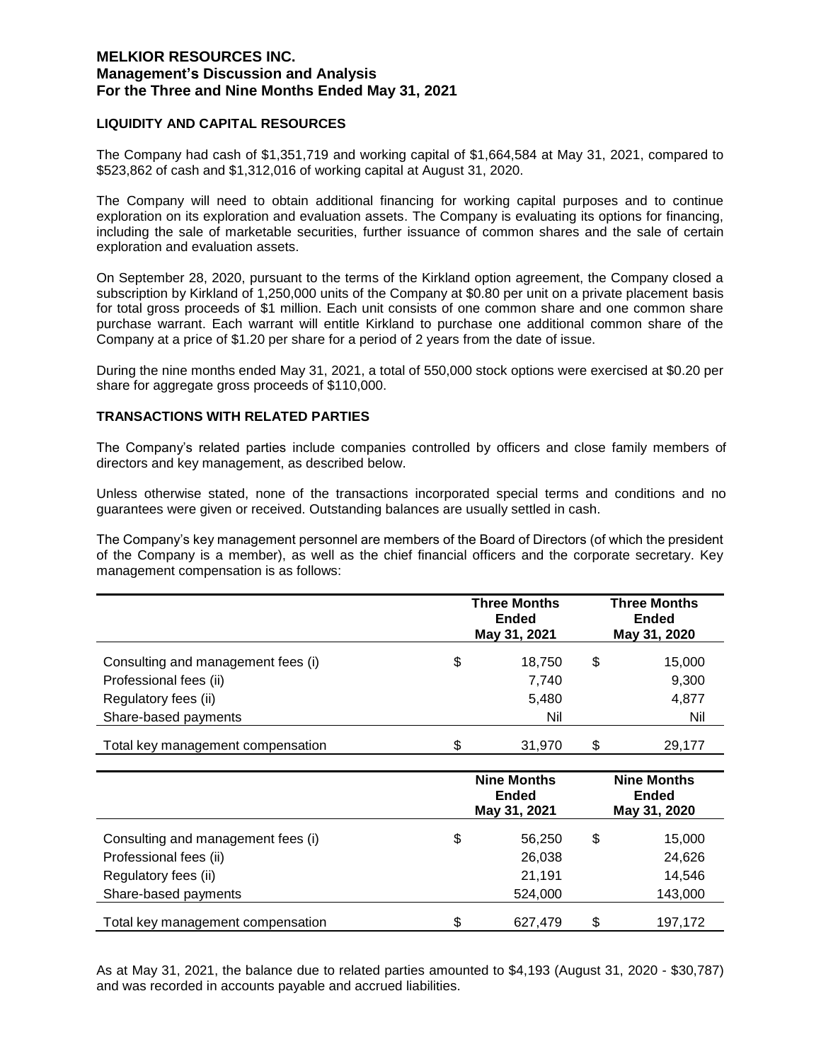## LIQUIDITY AND CAPITAL RESOURCES

The Company had cash of $1,351,719 and working capital of $1,664,584 at May 31, 2021, compared to $523,862 of cash and $1,312,016 of working capital at August 31, 2020.

The Company will need to obtain additional financing for working capital purposes and to continue exploration on its exploration and evaluation assets. The Company is evaluating its options for financing, including the sale of marketable securities, further issuance of common shares and the sale of certain exploration and evaluation assets.

On September 28, 2020, pursuant to the terms of the Kirkland option agreement, the Company closed a subscription by Kirkland of 1,250,000 units of the Company at $0.80 per unit on a private placement basis for total gross proceeds of $1 million. Each unit consists of one common share and one common share purchase warrant. Each warrant will entitle Kirkland to purchase one additional common share of the Company at a price of $1.20 per share for a period of 2 years from the date of issue.

During the nine months ended May 31, 2021, a total of 550,000 stock options were exercised at $0.20 per share for aggregate gross proceeds of $110,000.

## TRANSACTIONS WITH RELATED PARTIES

The Company's related parties include companies controlled by officers and close family members of directors and key management, as described below.

Unless otherwise stated, none of the transactions incorporated special terms and conditions and no guarantees were given or received. Outstanding balances are usually settled in cash.

The Company's key management personnel are members of the Board of Directors (of which the president of the Company is a member), as well as the chief financial officers and the corporate secretary. Key management compensation is as follows:

| | Three Months Ended May 31, 2021 | Three Months Ended May 31, 2020 |
|---|---|---|
| Consulting and management fees (i) | $ 18,750 | $ 15,000 |
| Professional fees (ii) | 7,740 | 9,300 |
| Regulatory fees (ii) | 5,480 | 4,877 |
| Share-based payments | Nil | Nil |
| Total key management compensation | $ 31,970 | $ 29,177 |

| | Nine Months Ended May 31, 2021 | Nine Months Ended May 31, 2020 |
|---|---|---|
| Consulting and management fees (i) | $ 56,250 | $ 15,000 |
| Professional fees (ii) | 26,038 | 24,626 |
| Regulatory fees (ii) | 21,191 | 14,546 |
| Share-based payments | 524,000 | 143,000 |
| Total key management compensation | $ 627,479 | $ 197,172 |

As at May 31, 2021, the balance due to related parties amounted to $4,193 (August 31, 2020 - $30,787) and was recorded in accounts payable and accrued liabilities.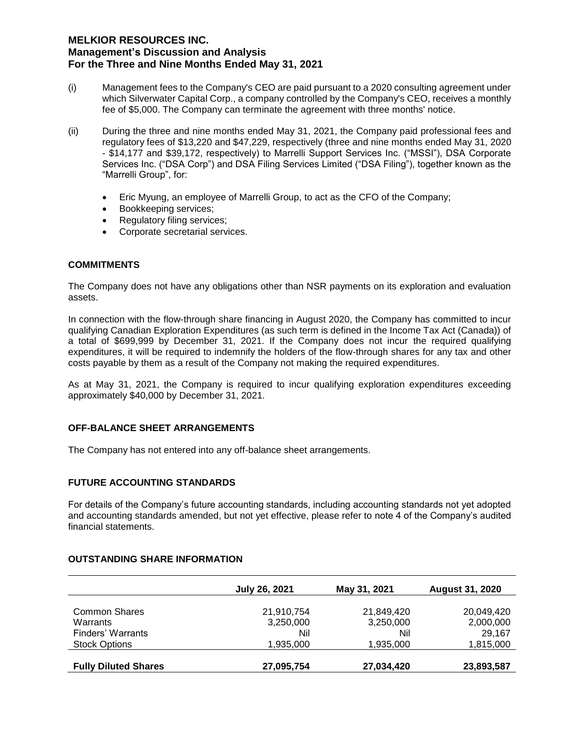(i) Management fees to the Company's CEO are paid pursuant to a 2020 consulting agreement under which Silverwater Capital Corp., a company controlled by the Company's CEO, receives a monthly fee of $5,000. The Company can terminate the agreement with three months' notice.

(ii) During the three and nine months ended May 31, 2021, the Company paid professional fees and regulatory fees of $13,220 and $47,229, respectively (three and nine months ended May 31, 2020 - $14,177 and $39,172, respectively) to Marrelli Support Services Inc. ("MSSI"), DSA Corporate Services Inc. ("DSA Corp") and DSA Filing Services Limited ("DSA Filing"), together known as the "Marrelli Group", for:

- Eric Myung, an employee of Marrelli Group, to act as the CFO of the Company;
- Bookkeeping services;
- Regulatory filing services;
- Corporate secretarial services.

## COMMITMENTS

The Company does not have any obligations other than NSR payments on its exploration and evaluation assets.

In connection with the flow-through share financing in August 2020, the Company has committed to incur qualifying Canadian Exploration Expenditures (as such term is defined in the Income Tax Act (Canada)) of a total of $699,999 by December 31, 2021. If the Company does not incur the required qualifying expenditures, it will be required to indemnify the holders of the flow-through shares for any tax and other costs payable by them as a result of the Company not making the required expenditures.

As at May 31, 2021, the Company is required to incur qualifying exploration expenditures exceeding approximately $40,000 by December 31, 2021.

## OFF-BALANCE SHEET ARRANGEMENTS

The Company has not entered into any off-balance sheet arrangements.

## FUTURE ACCOUNTING STANDARDS

For details of the Company's future accounting standards, including accounting standards not yet adopted and accounting standards amended, but not yet effective, please refer to note 4 of the Company's audited financial statements.

## OUTSTANDING SHARE INFORMATION

| | July 26, 2021 | May 31, 2021 | August 31, 2020 |
|---|---|---|---|
| Common Shares | 21,910,754 | 21,849,420 | 20,049,420 |
| Warrants | 3,250,000 | 3,250,000 | 2,000,000 |
| Finders' Warrants | Nil | Nil | 29,167 |
| Stock Options | 1,935,000 | 1,935,000 | 1,815,000 |
| **Fully Diluted Shares** | **27,095,754** | **27,034,420** | **23,893,587** |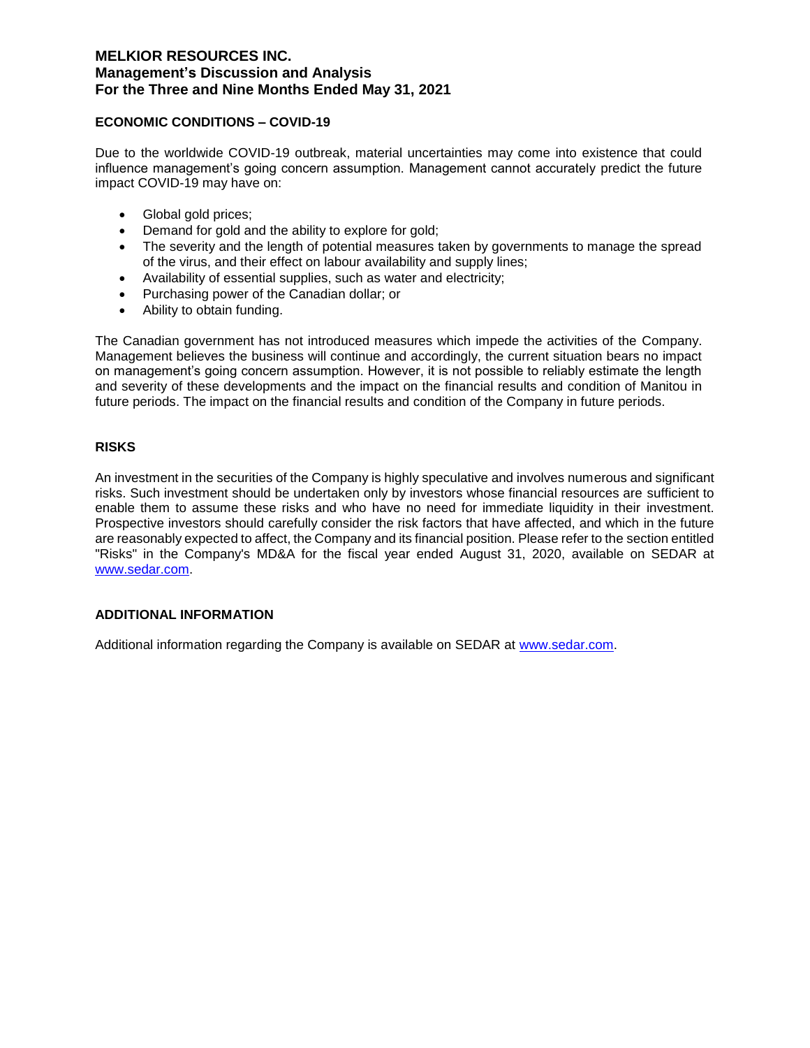### ECONOMIC CONDITIONS – COVID-19

Due to the worldwide COVID-19 outbreak, material uncertainties may come into existence that could influence management's going concern assumption. Management cannot accurately predict the future impact COVID-19 may have on:

- Global gold prices;
- Demand for gold and the ability to explore for gold;
- The severity and the length of potential measures taken by governments to manage the spread of the virus, and their effect on labour availability and supply lines;
- Availability of essential supplies, such as water and electricity;
- Purchasing power of the Canadian dollar; or
- Ability to obtain funding.

The Canadian government has not introduced measures which impede the activities of the Company. Management believes the business will continue and accordingly, the current situation bears no impact on management's going concern assumption. However, it is not possible to reliably estimate the length and severity of these developments and the impact on the financial results and condition of Manitou in future periods. The impact on the financial results and condition of the Company in future periods.

### RISKS

An investment in the securities of the Company is highly speculative and involves numerous and significant risks. Such investment should be undertaken only by investors whose financial resources are sufficient to enable them to assume these risks and who have no need for immediate liquidity in their investment. Prospective investors should carefully consider the risk factors that have affected, and which in the future are reasonably expected to affect, the Company and its financial position. Please refer to the section entitled "Risks" in the Company's MD&A for the fiscal year ended August 31, 2020, available on SEDAR at www.sedar.com.

### ADDITIONAL INFORMATION

Additional information regarding the Company is available on SEDAR at www.sedar.com.